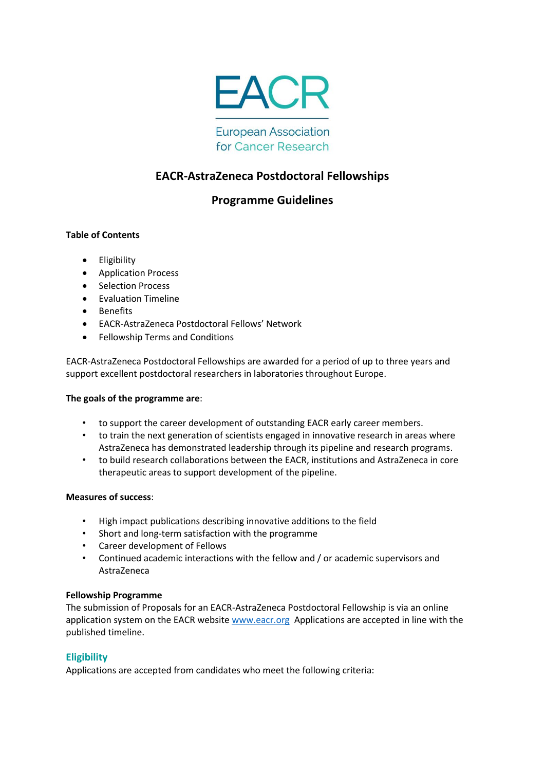EACR

European Association for Cancer Research

# EACR-AstraZeneca Postdoctoral Fellowships

## Programme Guidelines

**Table of Contents**

- Eligibility
- Application Process
- Selection Process
- Evaluation Timeline
- Benefits
- EACR-AstraZeneca Postdoctoral Fellows' Network
- Fellowship Terms and Conditions

EACR-AstraZeneca Postdoctoral Fellowships are awarded for a period of up to three years and support excellent postdoctoral researchers in laboratories throughout Europe.

**The goals of the programme are**:

- to support the career development of outstanding EACR early career members.
- to train the next generation of scientists engaged in innovative research in areas where AstraZeneca has demonstrated leadership through its pipeline and research programs.
- to build research collaborations between the EACR, institutions and AstraZeneca in core therapeutic areas to support development of the pipeline.

**Measures of success**:

- High impact publications describing innovative additions to the field
- Short and long-term satisfaction with the programme
- Career development of Fellows
- Continued academic interactions with the fellow and / or academic supervisors and AstraZeneca

**Fellowship Programme**
The submission of Proposals for an EACR-AstraZeneca Postdoctoral Fellowship is via an online application system on the EACR website www.eacr.org Applications are accepted in line with the published timeline.

### Eligibility

Applications are accepted from candidates who meet the following criteria: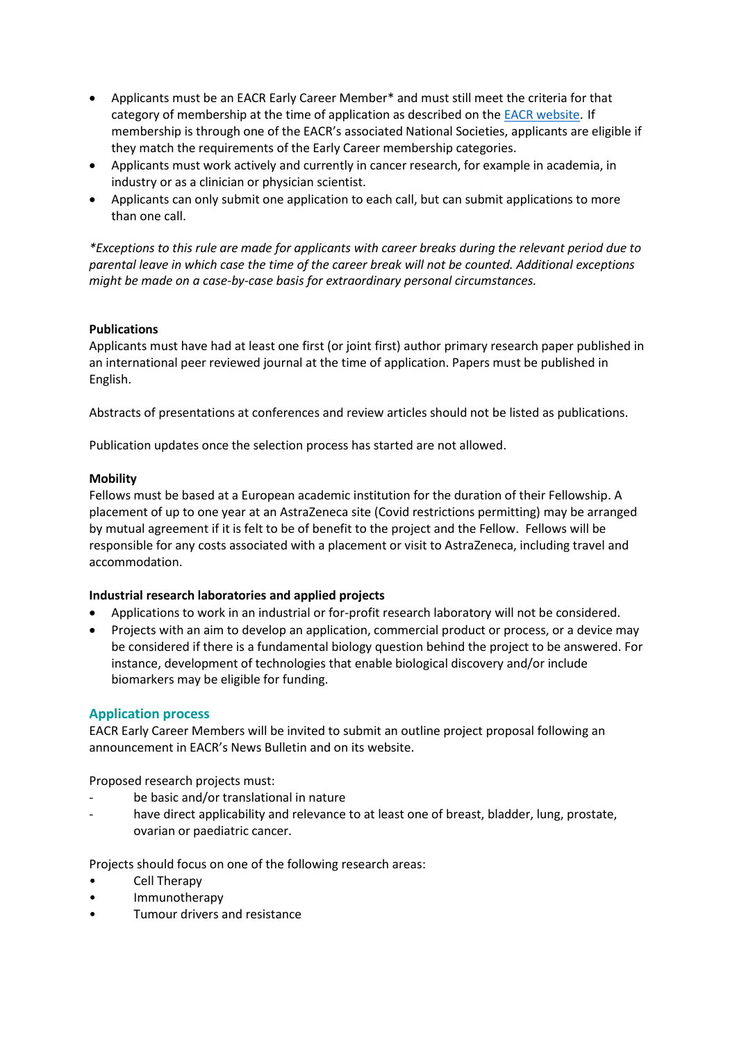- Applicants must be an EACR Early Career Member* and must still meet the criteria for that category of membership at the time of application as described on the [EACR website](). If membership is through one of the EACR's associated National Societies, applicants are eligible if they match the requirements of the Early Career membership categories.
- Applicants must work actively and currently in cancer research, for example in academia, in industry or as a clinician or physician scientist.
- Applicants can only submit one application to each call, but can submit applications to more than one call.

*\*Exceptions to this rule are made for applicants with career breaks during the relevant period due to parental leave in which case the time of the career break will not be counted. Additional exceptions might be made on a case-by-case basis for extraordinary personal circumstances.*

**Publications**

Applicants must have had at least one first (or joint first) author primary research paper published in an international peer reviewed journal at the time of application. Papers must be published in English.

Abstracts of presentations at conferences and review articles should not be listed as publications.

Publication updates once the selection process has started are not allowed.

**Mobility**

Fellows must be based at a European academic institution for the duration of their Fellowship. A placement of up to one year at an AstraZeneca site (Covid restrictions permitting) may be arranged by mutual agreement if it is felt to be of benefit to the project and the Fellow. Fellows will be responsible for any costs associated with a placement or visit to AstraZeneca, including travel and accommodation.

**Industrial research laboratories and applied projects**

- Applications to work in an industrial or for-profit research laboratory will not be considered.
- Projects with an aim to develop an application, commercial product or process, or a device may be considered if there is a fundamental biology question behind the project to be answered. For instance, development of technologies that enable biological discovery and/or include biomarkers may be eligible for funding.

## Application process

EACR Early Career Members will be invited to submit an outline project proposal following an announcement in EACR's News Bulletin and on its website.

Proposed research projects must:

- be basic and/or translational in nature
- have direct applicability and relevance to at least one of breast, bladder, lung, prostate, ovarian or paediatric cancer.

Projects should focus on one of the following research areas:

- Cell Therapy
- Immunotherapy
- Tumour drivers and resistance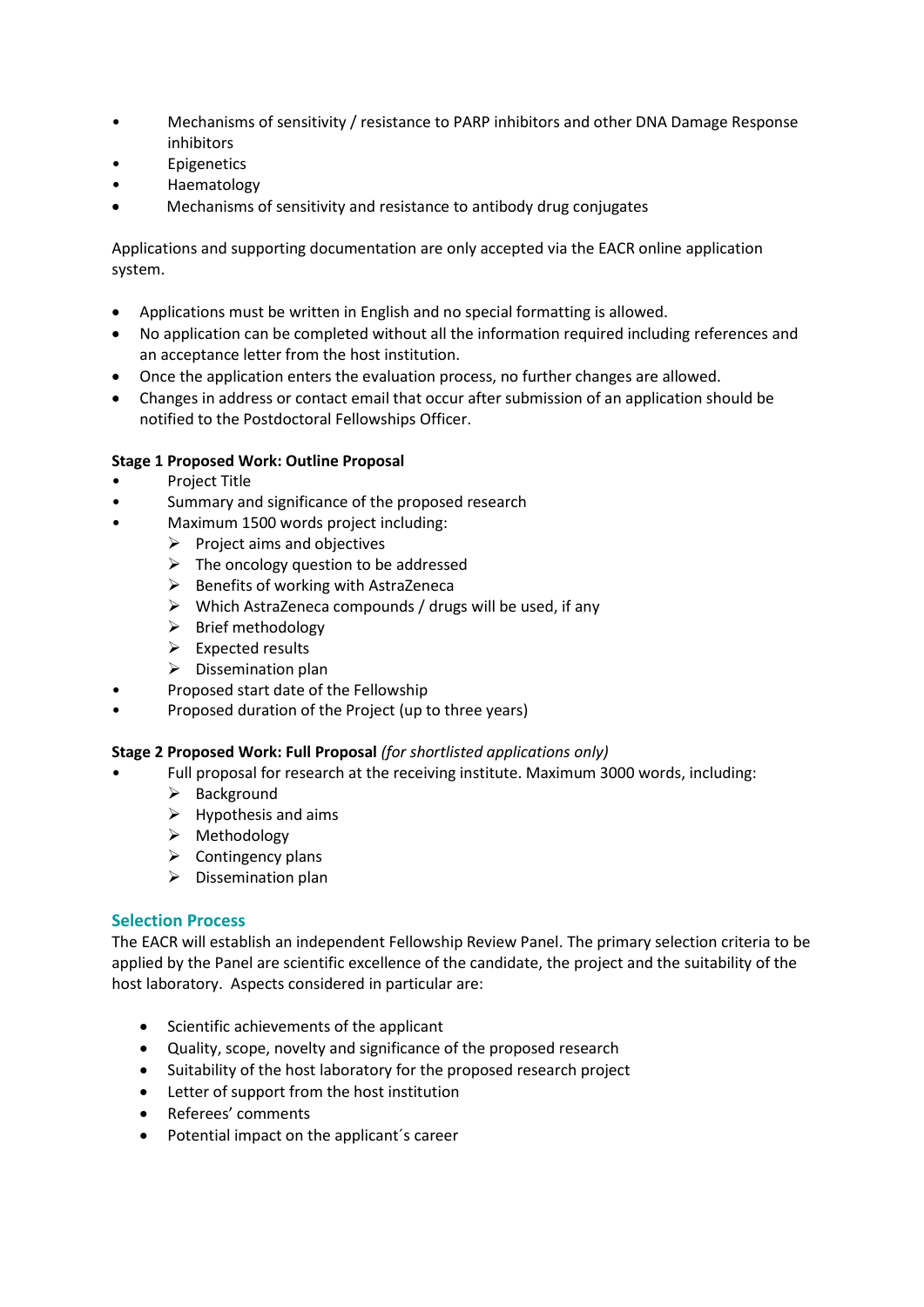- Mechanisms of sensitivity / resistance to PARP inhibitors and other DNA Damage Response inhibitors
- Epigenetics
- Haematology
- Mechanisms of sensitivity and resistance to antibody drug conjugates

Applications and supporting documentation are only accepted via the EACR online application system.

- Applications must be written in English and no special formatting is allowed.
- No application can be completed without all the information required including references and an acceptance letter from the host institution.
- Once the application enters the evaluation process, no further changes are allowed.
- Changes in address or contact email that occur after submission of an application should be notified to the Postdoctoral Fellowships Officer.

**Stage 1 Proposed Work: Outline Proposal**

- Project Title
- Summary and significance of the proposed research
- Maximum 1500 words project including:
  - Project aims and objectives
  - The oncology question to be addressed
  - Benefits of working with AstraZeneca
  - Which AstraZeneca compounds / drugs will be used, if any
  - Brief methodology
  - Expected results
  - Dissemination plan
- Proposed start date of the Fellowship
- Proposed duration of the Project (up to three years)

**Stage 2 Proposed Work: Full Proposal** *(for shortlisted applications only)*

- Full proposal for research at the receiving institute. Maximum 3000 words, including:
  - Background
  - Hypothesis and aims
  - Methodology
  - Contingency plans
  - Dissemination plan

## Selection Process

The EACR will establish an independent Fellowship Review Panel. The primary selection criteria to be applied by the Panel are scientific excellence of the candidate, the project and the suitability of the host laboratory. Aspects considered in particular are:

- Scientific achievements of the applicant
- Quality, scope, novelty and significance of the proposed research
- Suitability of the host laboratory for the proposed research project
- Letter of support from the host institution
- Referees' comments
- Potential impact on the applicant´s career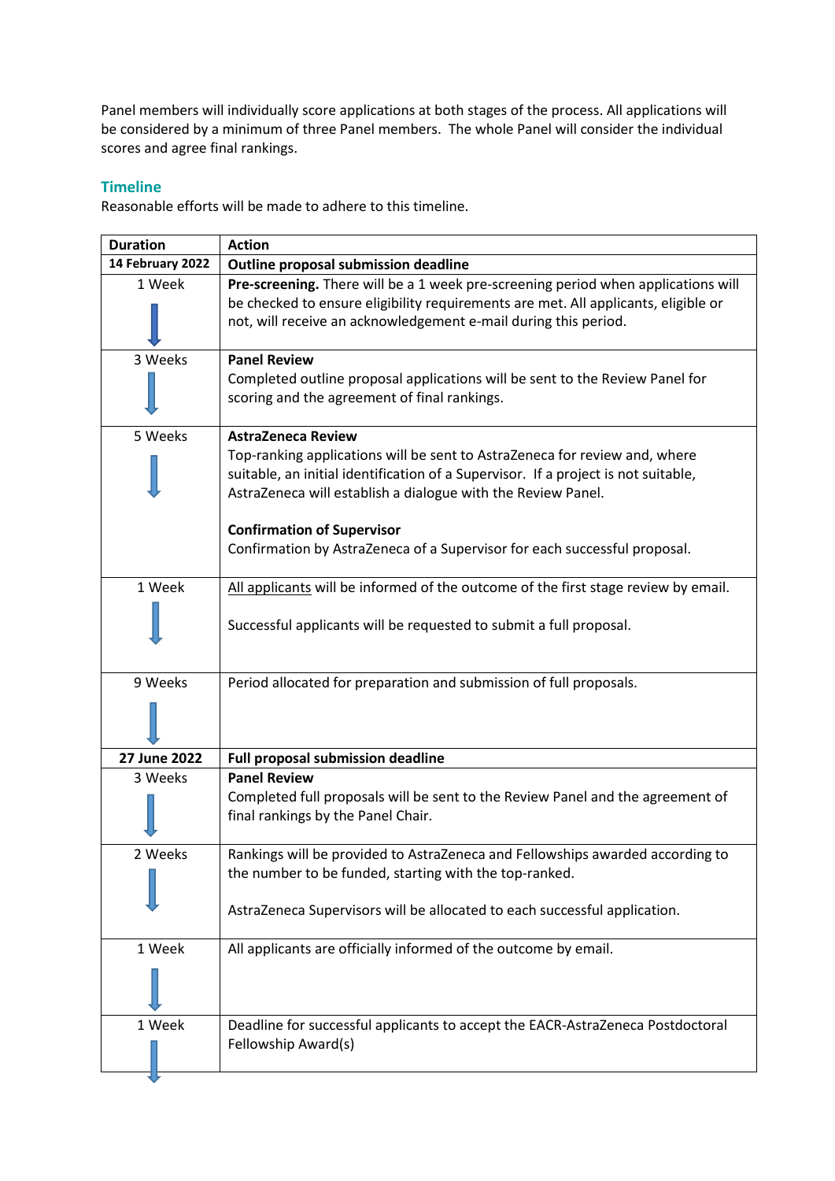Panel members will individually score applications at both stages of the process. All applications will be considered by a minimum of three Panel members. The whole Panel will consider the individual scores and agree final rankings.

## Timeline

Reasonable efforts will be made to adhere to this timeline.

| Duration | Action |
|---|---|
| **14 February 2022** | **Outline proposal submission deadline** |
| 1 Week ↓ | **Pre-screening.** There will be a 1 week pre-screening period when applications will be checked to ensure eligibility requirements are met. All applicants, eligible or not, will receive an acknowledgement e-mail during this period. |
| 3 Weeks ↓ | **Panel Review**<br>Completed outline proposal applications will be sent to the Review Panel for scoring and the agreement of final rankings. |
| 5 Weeks ↓ | **AstraZeneca Review**<br>Top-ranking applications will be sent to AstraZeneca for review and, where suitable, an initial identification of a Supervisor. If a project is not suitable, AstraZeneca will establish a dialogue with the Review Panel.<br><br>**Confirmation of Supervisor**<br>Confirmation by AstraZeneca of a Supervisor for each successful proposal. |
| 1 Week ↓ | All applicants will be informed of the outcome of the first stage review by email.<br><br>Successful applicants will be requested to submit a full proposal. |
| 9 Weeks ↓ | Period allocated for preparation and submission of full proposals. |
| **27 June 2022** | **Full proposal submission deadline** |
| 3 Weeks ↓ | **Panel Review**<br>Completed full proposals will be sent to the Review Panel and the agreement of final rankings by the Panel Chair. |
| 2 Weeks ↓ | Rankings will be provided to AstraZeneca and Fellowships awarded according to the number to be funded, starting with the top-ranked.<br><br>AstraZeneca Supervisors will be allocated to each successful application. |
| 1 Week ↓ | All applicants are officially informed of the outcome by email. |
| 1 Week ↓ | Deadline for successful applicants to accept the EACR-AstraZeneca Postdoctoral Fellowship Award(s) |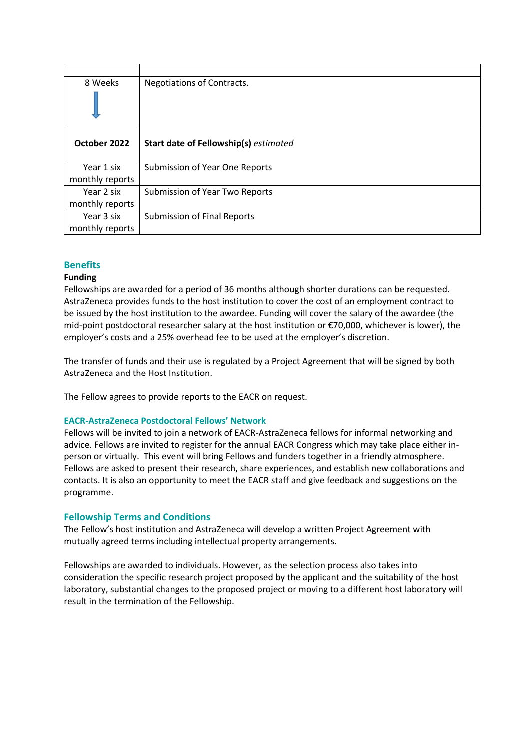| | |
|---|---|
| 8 Weeks | Negotiations of Contracts. |
| **October 2022** | **Start date of Fellowship(s)** *estimated* |
| Year 1 six monthly reports | Submission of Year One Reports |
| Year 2 six monthly reports | Submission of Year Two Reports |
| Year 3 six monthly reports | Submission of Final Reports |

## Benefits

**Funding**

Fellowships are awarded for a period of 36 months although shorter durations can be requested. AstraZeneca provides funds to the host institution to cover the cost of an employment contract to be issued by the host institution to the awardee. Funding will cover the salary of the awardee (the mid-point postdoctoral researcher salary at the host institution or €70,000, whichever is lower), the employer's costs and a 25% overhead fee to be used at the employer's discretion.

The transfer of funds and their use is regulated by a Project Agreement that will be signed by both AstraZeneca and the Host Institution.

The Fellow agrees to provide reports to the EACR on request.

### EACR-AstraZeneca Postdoctoral Fellows' Network

Fellows will be invited to join a network of EACR-AstraZeneca fellows for informal networking and advice. Fellows are invited to register for the annual EACR Congress which may take place either in-person or virtually. This event will bring Fellows and funders together in a friendly atmosphere. Fellows are asked to present their research, share experiences, and establish new collaborations and contacts. It is also an opportunity to meet the EACR staff and give feedback and suggestions on the programme.

## Fellowship Terms and Conditions

The Fellow's host institution and AstraZeneca will develop a written Project Agreement with mutually agreed terms including intellectual property arrangements.

Fellowships are awarded to individuals. However, as the selection process also takes into consideration the specific research project proposed by the applicant and the suitability of the host laboratory, substantial changes to the proposed project or moving to a different host laboratory will result in the termination of the Fellowship.